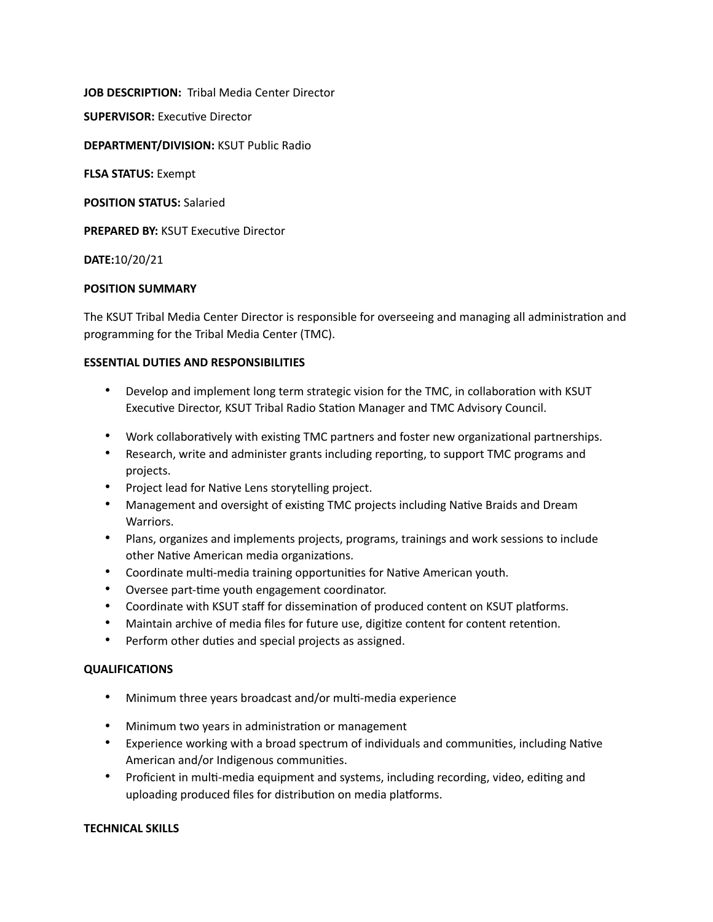**JOB DESCRIPTION:** Tribal Media Center Director

**SUPERVISOR:** Executive Director

**DEPARTMENT/DIVISION:** KSUT Public Radio

**FLSA STATUS:** Exempt

**POSITION STATUS:** Salaried

**PREPARED BY:** KSUT Executive Director

**DATE:**10/20/21

**POSITION SUMMARY**

The KSUT Tribal Media Center Director is responsible for overseeing and managing all administration and programming for the Tribal Media Center (TMC).

**ESSENTIAL DUTIES AND RESPONSIBILITIES**

- Develop and implement long term strategic vision for the TMC, in collaboration with KSUT Executive Director, KSUT Tribal Radio Station Manager and TMC Advisory Council.
- Work collaboratively with existing TMC partners and foster new organizational partnerships.
- Research, write and administer grants including reporting, to support TMC programs and projects.
- Project lead for Native Lens storytelling project.
- Management and oversight of existing TMC projects including Native Braids and Dream Warriors.
- Plans, organizes and implements projects, programs, trainings and work sessions to include other Native American media organizations.
- Coordinate multi-media training opportunities for Native American youth.
- Oversee part-time youth engagement coordinator.
- Coordinate with KSUT staff for dissemination of produced content on KSUT platforms.
- Maintain archive of media files for future use, digitize content for content retention.
- Perform other duties and special projects as assigned.

**QUALIFICATIONS**

- Minimum three years broadcast and/or multi-media experience
- Minimum two years in administration or management
- Experience working with a broad spectrum of individuals and communities, including Native American and/or Indigenous communities.
- Proficient in multi-media equipment and systems, including recording, video, editing and uploading produced files for distribution on media platforms.

**TECHNICAL SKILLS**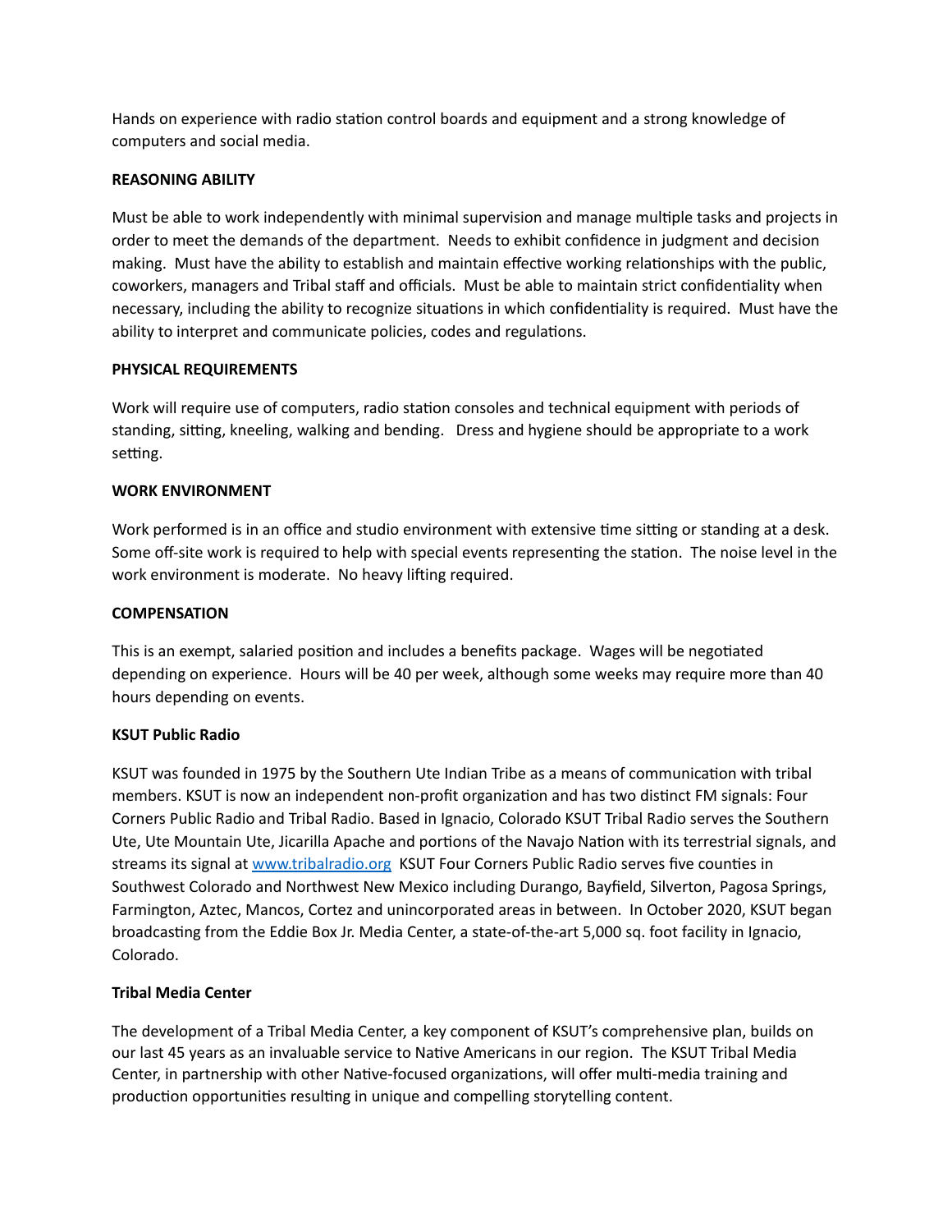Hands on experience with radio station control boards and equipment and a strong knowledge of computers and social media.

**REASONING ABILITY**

Must be able to work independently with minimal supervision and manage multiple tasks and projects in order to meet the demands of the department. Needs to exhibit confidence in judgment and decision making. Must have the ability to establish and maintain effective working relationships with the public, coworkers, managers and Tribal staff and officials. Must be able to maintain strict confidentiality when necessary, including the ability to recognize situations in which confidentiality is required. Must have the ability to interpret and communicate policies, codes and regulations.

**PHYSICAL REQUIREMENTS**

Work will require use of computers, radio station consoles and technical equipment with periods of standing, sitting, kneeling, walking and bending. Dress and hygiene should be appropriate to a work setting.

**WORK ENVIRONMENT**

Work performed is in an office and studio environment with extensive time sitting or standing at a desk. Some off-site work is required to help with special events representing the station. The noise level in the work environment is moderate. No heavy lifting required.

**COMPENSATION**

This is an exempt, salaried position and includes a benefits package. Wages will be negotiated depending on experience. Hours will be 40 per week, although some weeks may require more than 40 hours depending on events.

**KSUT Public Radio**

KSUT was founded in 1975 by the Southern Ute Indian Tribe as a means of communication with tribal members. KSUT is now an independent non-profit organization and has two distinct FM signals: Four Corners Public Radio and Tribal Radio. Based in Ignacio, Colorado KSUT Tribal Radio serves the Southern Ute, Ute Mountain Ute, Jicarilla Apache and portions of the Navajo Nation with its terrestrial signals, and streams its signal at [www.tribalradio.org](http://www.tribalradio.org) KSUT Four Corners Public Radio serves five counties in Southwest Colorado and Northwest New Mexico including Durango, Bayfield, Silverton, Pagosa Springs, Farmington, Aztec, Mancos, Cortez and unincorporated areas in between. In October 2020, KSUT began broadcasting from the Eddie Box Jr. Media Center, a state-of-the-art 5,000 sq. foot facility in Ignacio, Colorado.

**Tribal Media Center**

The development of a Tribal Media Center, a key component of KSUT's comprehensive plan, builds on our last 45 years as an invaluable service to Native Americans in our region. The KSUT Tribal Media Center, in partnership with other Native-focused organizations, will offer multi-media training and production opportunities resulting in unique and compelling storytelling content.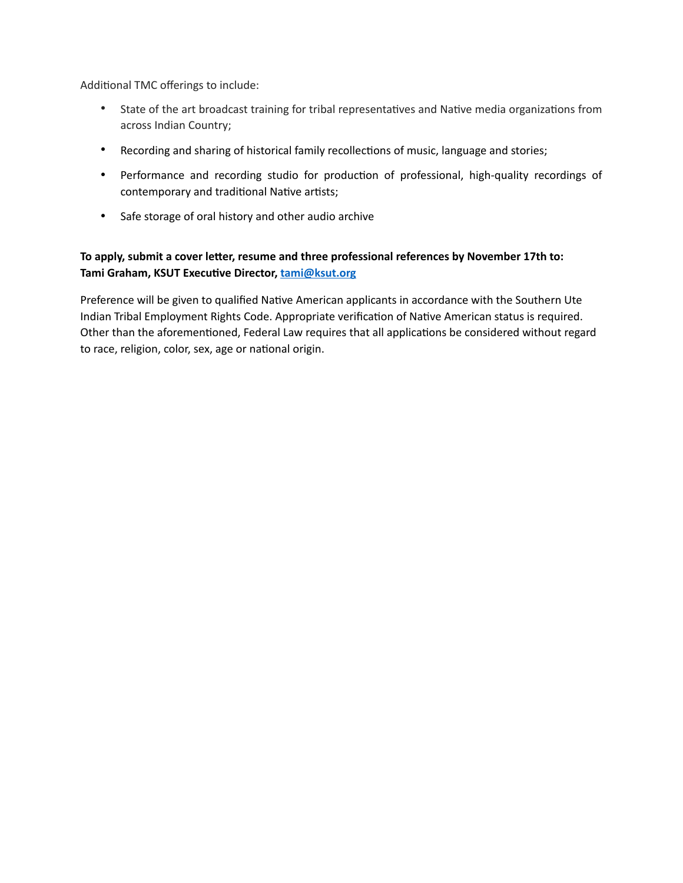Additional TMC offerings to include:

- State of the art broadcast training for tribal representatives and Native media organizations from across Indian Country;
- Recording and sharing of historical family recollections of music, language and stories;
- Performance and recording studio for production of professional, high-quality recordings of contemporary and traditional Native artists;
- Safe storage of oral history and other audio archive

**To apply, submit a cover letter, resume and three professional references by November 17th to:**
**Tami Graham, KSUT Executive Director, [tami@ksut.org](mailto:tami@ksut.org)**

Preference will be given to qualified Native American applicants in accordance with the Southern Ute Indian Tribal Employment Rights Code. Appropriate verification of Native American status is required. Other than the aforementioned, Federal Law requires that all applications be considered without regard to race, religion, color, sex, age or national origin.